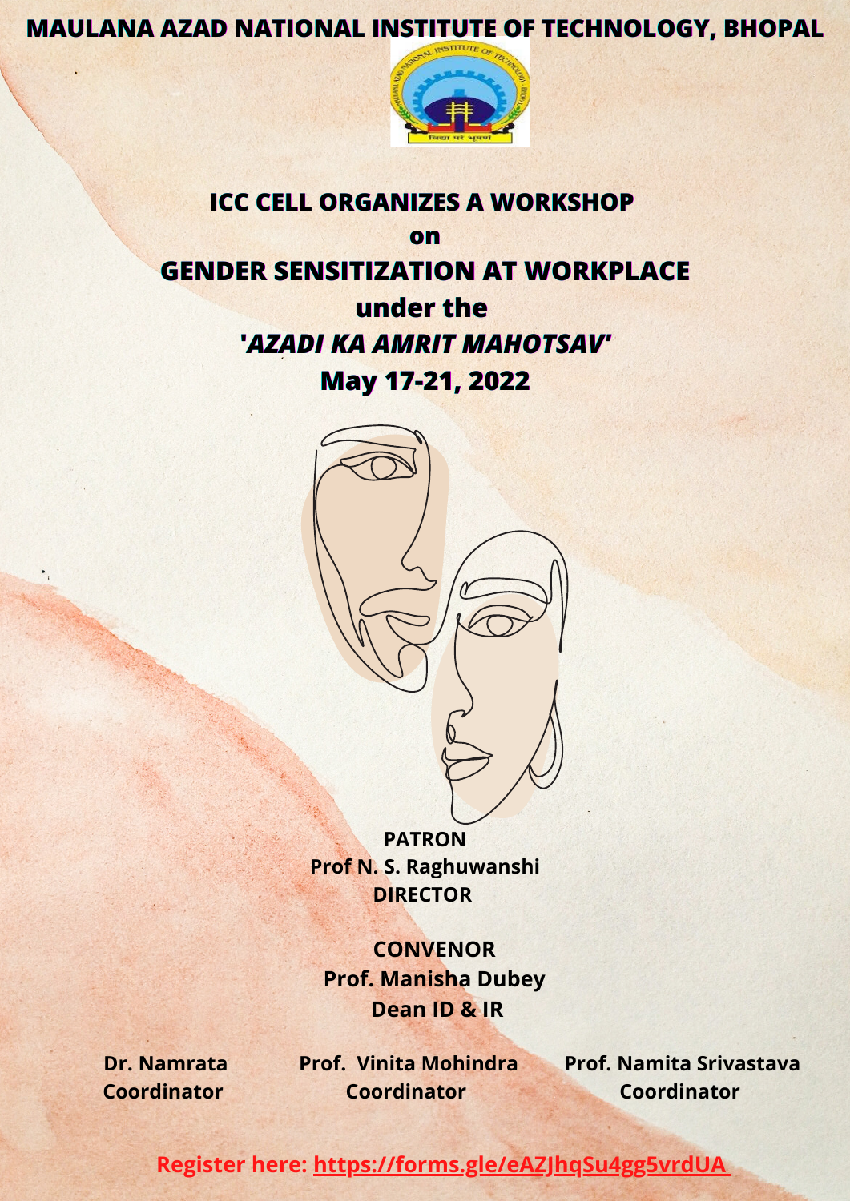# MAULANA AZAD NATIONAL INSTITUTE OF TECHNOLOGY, BHOPAL

## ICC CELL ORGANIZES A WORKSHOP

**on**

## GENDER SENSITIZATION AT WORKPLACE

**under the**

***'AZADI KA AMRIT MAHOTSAV'***

**May 17-21, 2022**

**PATRON**
**Prof N. S. Raghuwanshi**
**DIRECTOR**

**CONVENOR**
**Prof. Manisha Dubey**
**Dean ID & IR**

**Dr. Namrata**
**Coordinator**

**Prof. Vinita Mohindra**
**Coordinator**

**Prof. Namita Srivastava**
**Coordinator**

**Register here: https://forms.gle/eAZJhqSu4gg5vrdUA**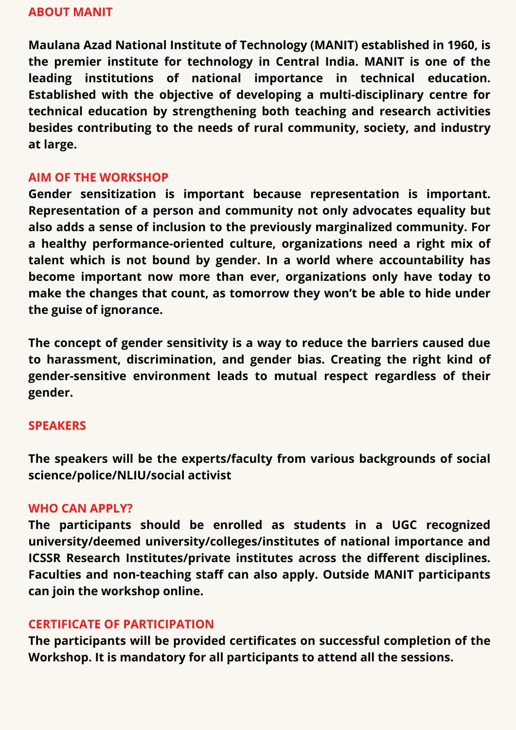## ABOUT MANIT

**Maulana Azad National Institute of Technology (MANIT) established in 1960, is the premier institute for technology in Central India. MANIT is one of the leading institutions of national importance in technical education. Established with the objective of developing a multi-disciplinary centre for technical education by strengthening both teaching and research activities besides contributing to the needs of rural community, society, and industry at large.**

## AIM OF THE WORKSHOP

**Gender sensitization is important because representation is important. Representation of a person and community not only advocates equality but also adds a sense of inclusion to the previously marginalized community. For a healthy performance-oriented culture, organizations need a right mix of talent which is not bound by gender. In a world where accountability has become important now more than ever, organizations only have today to make the changes that count, as tomorrow they won't be able to hide under the guise of ignorance.**

**The concept of gender sensitivity is a way to reduce the barriers caused due to harassment, discrimination, and gender bias. Creating the right kind of gender-sensitive environment leads to mutual respect regardless of their gender.**

## SPEAKERS

**The speakers will be the experts/faculty from various backgrounds of social science/police/NLIU/social activist**

## WHO CAN APPLY?

**The participants should be enrolled as students in a UGC recognized university/deemed university/colleges/institutes of national importance and ICSSR Research Institutes/private institutes across the different disciplines. Faculties and non-teaching staff can also apply. Outside MANIT participants can join the workshop online.**

## CERTIFICATE OF PARTICIPATION

**The participants will be provided certificates on successful completion of the Workshop. It is mandatory for all participants to attend all the sessions.**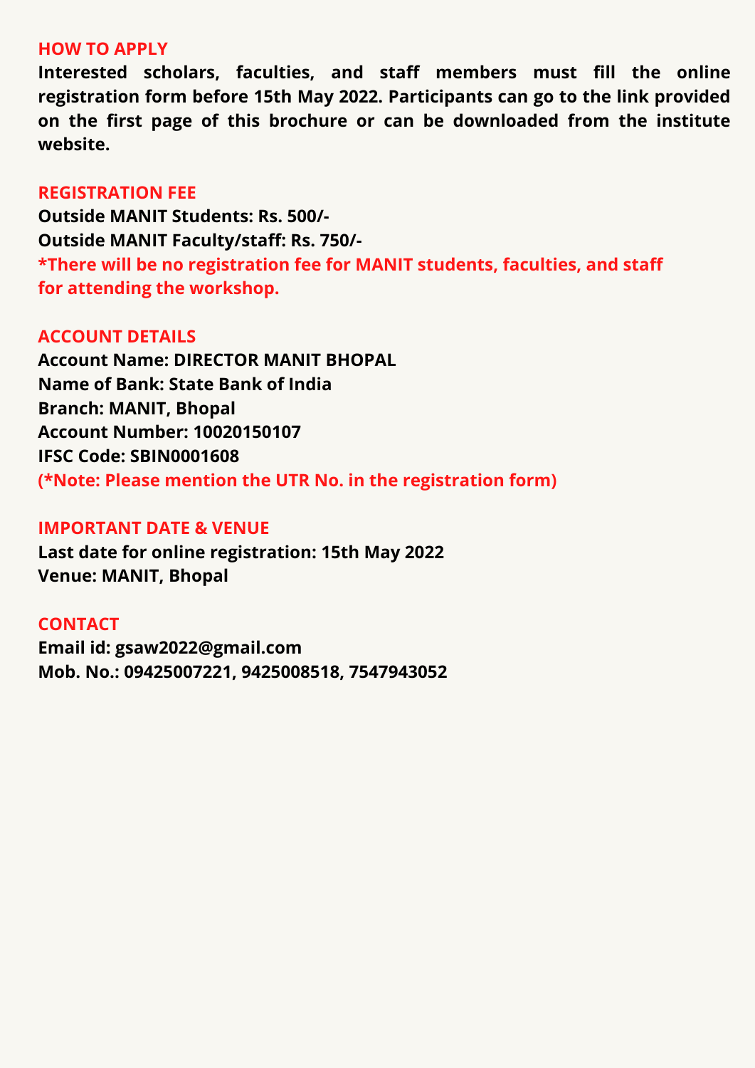## HOW TO APPLY

**Interested scholars, faculties, and staff members must fill the online registration form before 15th May 2022. Participants can go to the link provided on the first page of this brochure or can be downloaded from the institute website.**

## REGISTRATION FEE

**Outside MANIT Students: Rs. 500/-**
**Outside MANIT Faculty/staff: Rs. 750/-**
***There will be no registration fee for MANIT students, faculties, and staff for attending the workshop.**

## ACCOUNT DETAILS

**Account Name: DIRECTOR MANIT BHOPAL**
**Name of Bank: State Bank of India**
**Branch: MANIT, Bhopal**
**Account Number: 10020150107**
**IFSC Code: SBIN0001608**
**(*Note: Please mention the UTR No. in the registration form)**

## IMPORTANT DATE & VENUE

**Last date for online registration: 15th May 2022**
**Venue: MANIT, Bhopal**

## CONTACT

**Email id: gsaw2022@gmail.com**
**Mob. No.: 09425007221, 9425008518, 7547943052**